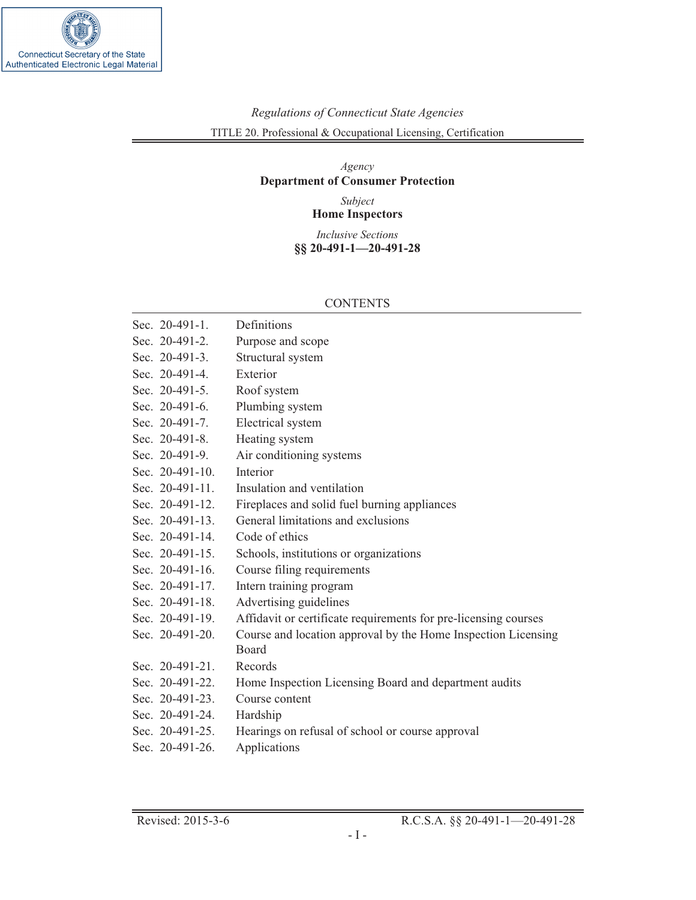Connecticut Secretary of the State
Authenticated Electronic Legal Material

*Regulations of Connecticut State Agencies*

TITLE 20. Professional & Occupational Licensing, Certification

*Agency*

**Department of Consumer Protection**

*Subject*

**Home Inspectors**

*Inclusive Sections*

**§§ 20-491-1—20-491-28**

## CONTENTS

| | |
|---|---|
| Sec. 20-491-1. | Definitions |
| Sec. 20-491-2. | Purpose and scope |
| Sec. 20-491-3. | Structural system |
| Sec. 20-491-4. | Exterior |
| Sec. 20-491-5. | Roof system |
| Sec. 20-491-6. | Plumbing system |
| Sec. 20-491-7. | Electrical system |
| Sec. 20-491-8. | Heating system |
| Sec. 20-491-9. | Air conditioning systems |
| Sec. 20-491-10. | Interior |
| Sec. 20-491-11. | Insulation and ventilation |
| Sec. 20-491-12. | Fireplaces and solid fuel burning appliances |
| Sec. 20-491-13. | General limitations and exclusions |
| Sec. 20-491-14. | Code of ethics |
| Sec. 20-491-15. | Schools, institutions or organizations |
| Sec. 20-491-16. | Course filing requirements |
| Sec. 20-491-17. | Intern training program |
| Sec. 20-491-18. | Advertising guidelines |
| Sec. 20-491-19. | Affidavit or certificate requirements for pre-licensing courses |
| Sec. 20-491-20. | Course and location approval by the Home Inspection Licensing Board |
| Sec. 20-491-21. | Records |
| Sec. 20-491-22. | Home Inspection Licensing Board and department audits |
| Sec. 20-491-23. | Course content |
| Sec. 20-491-24. | Hardship |
| Sec. 20-491-25. | Hearings on refusal of school or course approval |
| Sec. 20-491-26. | Applications |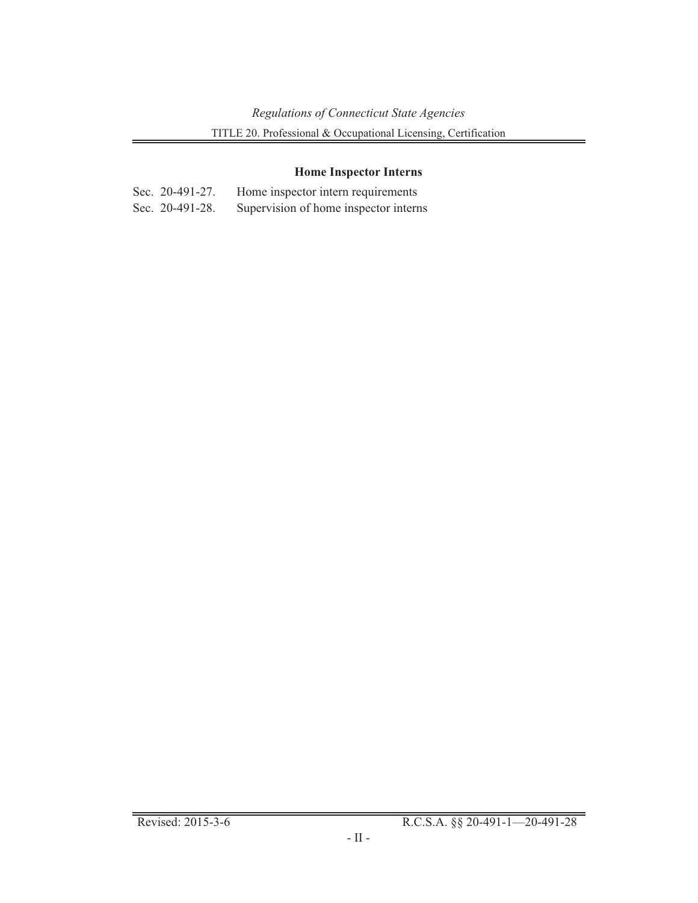### Home Inspector Interns

Sec. 20-491-27. Home inspector intern requirements

Sec. 20-491-28. Supervision of home inspector interns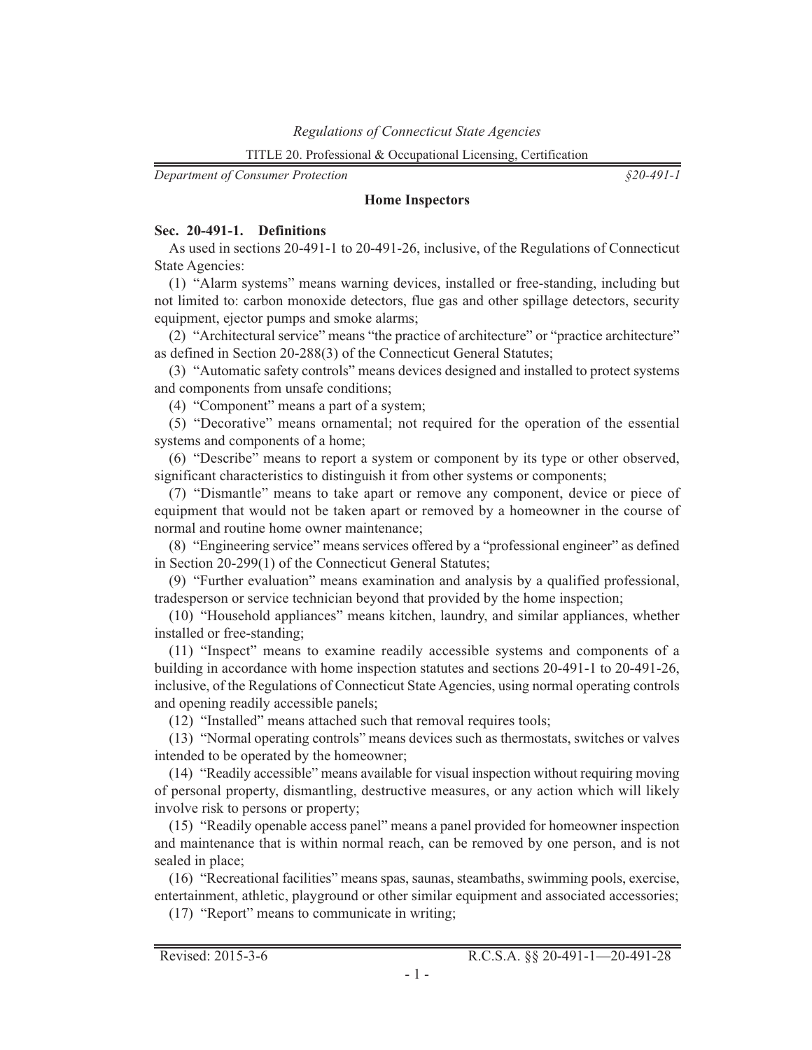## Home Inspectors

### Sec. 20-491-1. Definitions

As used in sections 20-491-1 to 20-491-26, inclusive, of the Regulations of Connecticut State Agencies:

(1) "Alarm systems" means warning devices, installed or free-standing, including but not limited to: carbon monoxide detectors, flue gas and other spillage detectors, security equipment, ejector pumps and smoke alarms;

(2) "Architectural service" means "the practice of architecture" or "practice architecture" as defined in Section 20-288(3) of the Connecticut General Statutes;

(3) "Automatic safety controls" means devices designed and installed to protect systems and components from unsafe conditions;

(4) "Component" means a part of a system;

(5) "Decorative" means ornamental; not required for the operation of the essential systems and components of a home;

(6) "Describe" means to report a system or component by its type or other observed, significant characteristics to distinguish it from other systems or components;

(7) "Dismantle" means to take apart or remove any component, device or piece of equipment that would not be taken apart or removed by a homeowner in the course of normal and routine home owner maintenance;

(8) "Engineering service" means services offered by a "professional engineer" as defined in Section 20-299(1) of the Connecticut General Statutes;

(9) "Further evaluation" means examination and analysis by a qualified professional, tradesperson or service technician beyond that provided by the home inspection;

(10) "Household appliances" means kitchen, laundry, and similar appliances, whether installed or free-standing;

(11) "Inspect" means to examine readily accessible systems and components of a building in accordance with home inspection statutes and sections 20-491-1 to 20-491-26, inclusive, of the Regulations of Connecticut State Agencies, using normal operating controls and opening readily accessible panels;

(12) "Installed" means attached such that removal requires tools;

(13) "Normal operating controls" means devices such as thermostats, switches or valves intended to be operated by the homeowner;

(14) "Readily accessible" means available for visual inspection without requiring moving of personal property, dismantling, destructive measures, or any action which will likely involve risk to persons or property;

(15) "Readily openable access panel" means a panel provided for homeowner inspection and maintenance that is within normal reach, can be removed by one person, and is not sealed in place;

(16) "Recreational facilities" means spas, saunas, steambaths, swimming pools, exercise, entertainment, athletic, playground or other similar equipment and associated accessories;

(17) "Report" means to communicate in writing;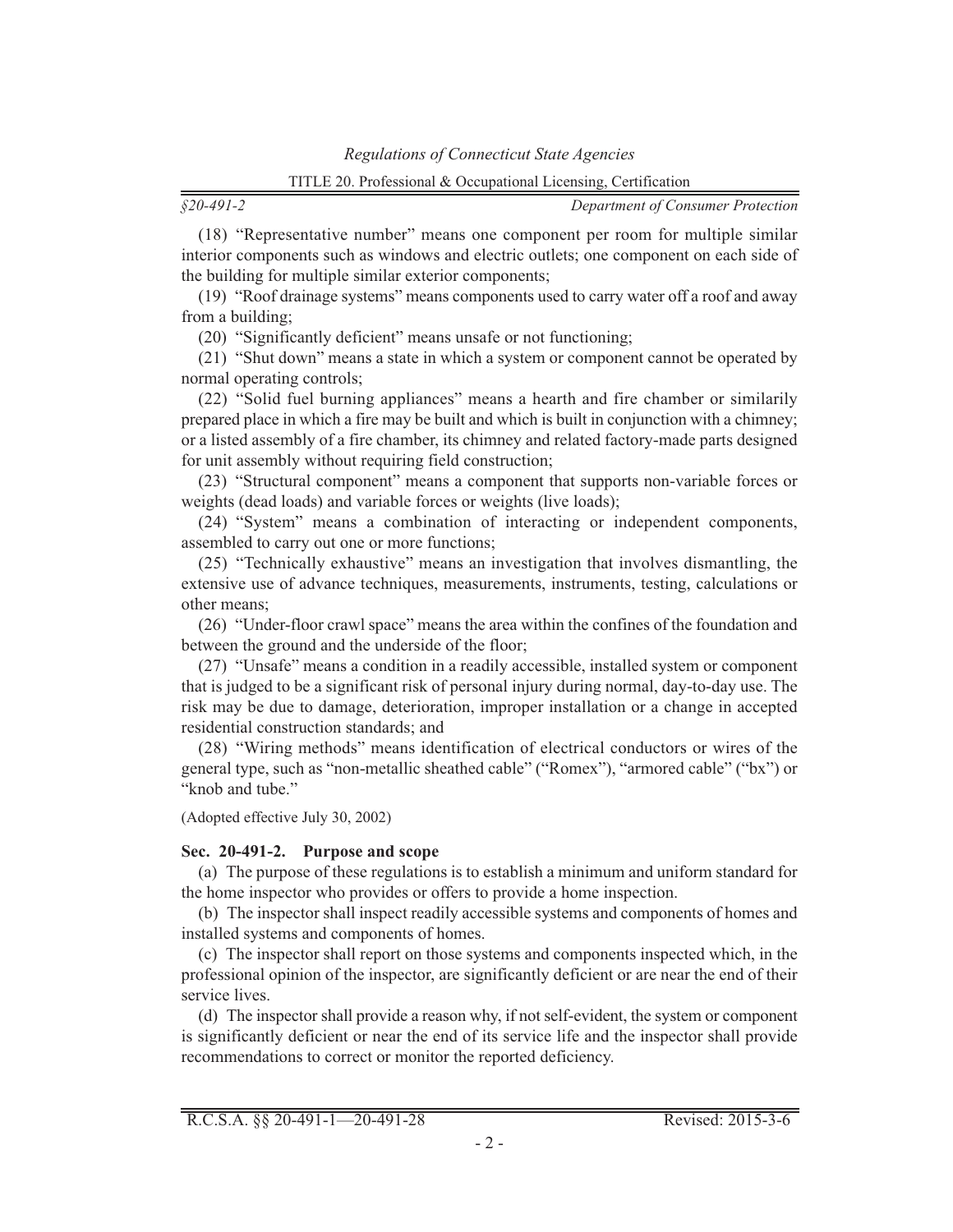(18) "Representative number" means one component per room for multiple similar interior components such as windows and electric outlets; one component on each side of the building for multiple similar exterior components;

(19) "Roof drainage systems" means components used to carry water off a roof and away from a building;

(20) "Significantly deficient" means unsafe or not functioning;

(21) "Shut down" means a state in which a system or component cannot be operated by normal operating controls;

(22) "Solid fuel burning appliances" means a hearth and fire chamber or similarily prepared place in which a fire may be built and which is built in conjunction with a chimney; or a listed assembly of a fire chamber, its chimney and related factory-made parts designed for unit assembly without requiring field construction;

(23) "Structural component" means a component that supports non-variable forces or weights (dead loads) and variable forces or weights (live loads);

(24) "System" means a combination of interacting or independent components, assembled to carry out one or more functions;

(25) "Technically exhaustive" means an investigation that involves dismantling, the extensive use of advance techniques, measurements, instruments, testing, calculations or other means;

(26) "Under-floor crawl space" means the area within the confines of the foundation and between the ground and the underside of the floor;

(27) "Unsafe" means a condition in a readily accessible, installed system or component that is judged to be a significant risk of personal injury during normal, day-to-day use. The risk may be due to damage, deterioration, improper installation or a change in accepted residential construction standards; and

(28) "Wiring methods" means identification of electrical conductors or wires of the general type, such as "non-metallic sheathed cable" ("Romex"), "armored cable" ("bx") or "knob and tube."

(Adopted effective July 30, 2002)

**Sec. 20-491-2. Purpose and scope**

(a) The purpose of these regulations is to establish a minimum and uniform standard for the home inspector who provides or offers to provide a home inspection.

(b) The inspector shall inspect readily accessible systems and components of homes and installed systems and components of homes.

(c) The inspector shall report on those systems and components inspected which, in the professional opinion of the inspector, are significantly deficient or are near the end of their service lives.

(d) The inspector shall provide a reason why, if not self-evident, the system or component is significantly deficient or near the end of its service life and the inspector shall provide recommendations to correct or monitor the reported deficiency.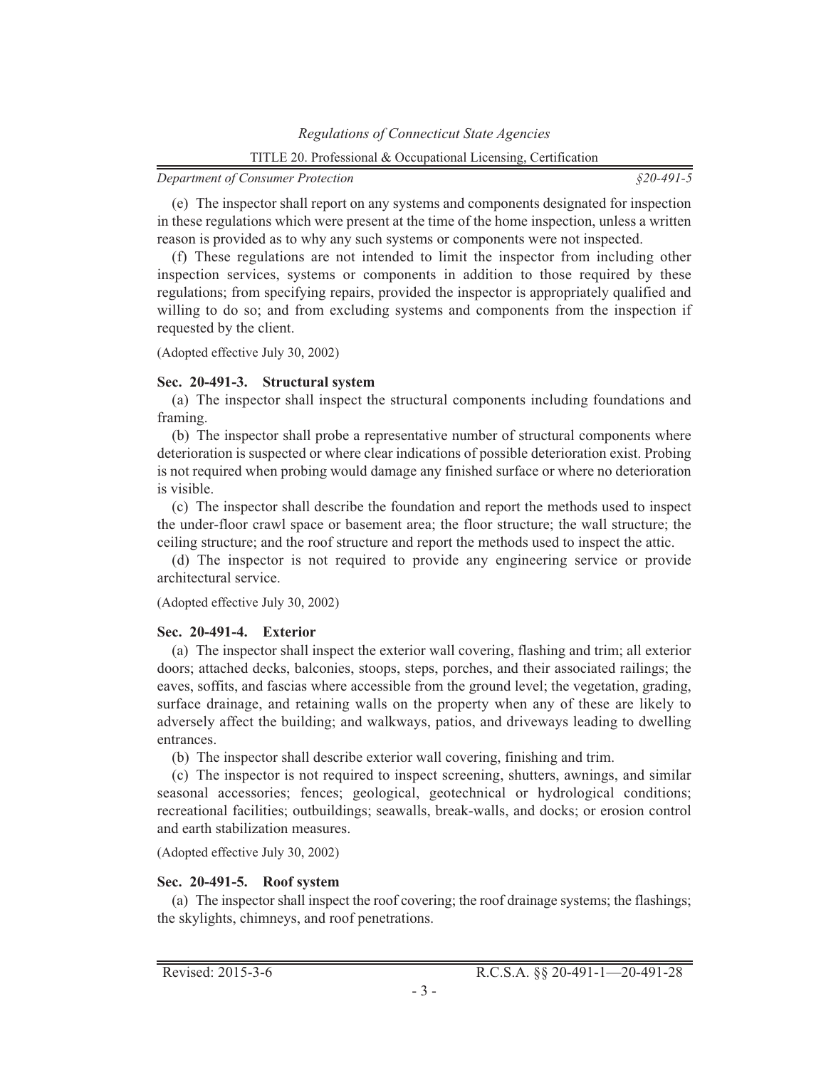(e) The inspector shall report on any systems and components designated for inspection in these regulations which were present at the time of the home inspection, unless a written reason is provided as to why any such systems or components were not inspected.

(f) These regulations are not intended to limit the inspector from including other inspection services, systems or components in addition to those required by these regulations; from specifying repairs, provided the inspector is appropriately qualified and willing to do so; and from excluding systems and components from the inspection if requested by the client.

(Adopted effective July 30, 2002)

**Sec. 20-491-3. Structural system**

(a) The inspector shall inspect the structural components including foundations and framing.

(b) The inspector shall probe a representative number of structural components where deterioration is suspected or where clear indications of possible deterioration exist. Probing is not required when probing would damage any finished surface or where no deterioration is visible.

(c) The inspector shall describe the foundation and report the methods used to inspect the under-floor crawl space or basement area; the floor structure; the wall structure; the ceiling structure; and the roof structure and report the methods used to inspect the attic.

(d) The inspector is not required to provide any engineering service or provide architectural service.

(Adopted effective July 30, 2002)

**Sec. 20-491-4. Exterior**

(a) The inspector shall inspect the exterior wall covering, flashing and trim; all exterior doors; attached decks, balconies, stoops, steps, porches, and their associated railings; the eaves, soffits, and fascias where accessible from the ground level; the vegetation, grading, surface drainage, and retaining walls on the property when any of these are likely to adversely affect the building; and walkways, patios, and driveways leading to dwelling entrances.

(b) The inspector shall describe exterior wall covering, finishing and trim.

(c) The inspector is not required to inspect screening, shutters, awnings, and similar seasonal accessories; fences; geological, geotechnical or hydrological conditions; recreational facilities; outbuildings; seawalls, break-walls, and docks; or erosion control and earth stabilization measures.

(Adopted effective July 30, 2002)

**Sec. 20-491-5. Roof system**

(a) The inspector shall inspect the roof covering; the roof drainage systems; the flashings; the skylights, chimneys, and roof penetrations.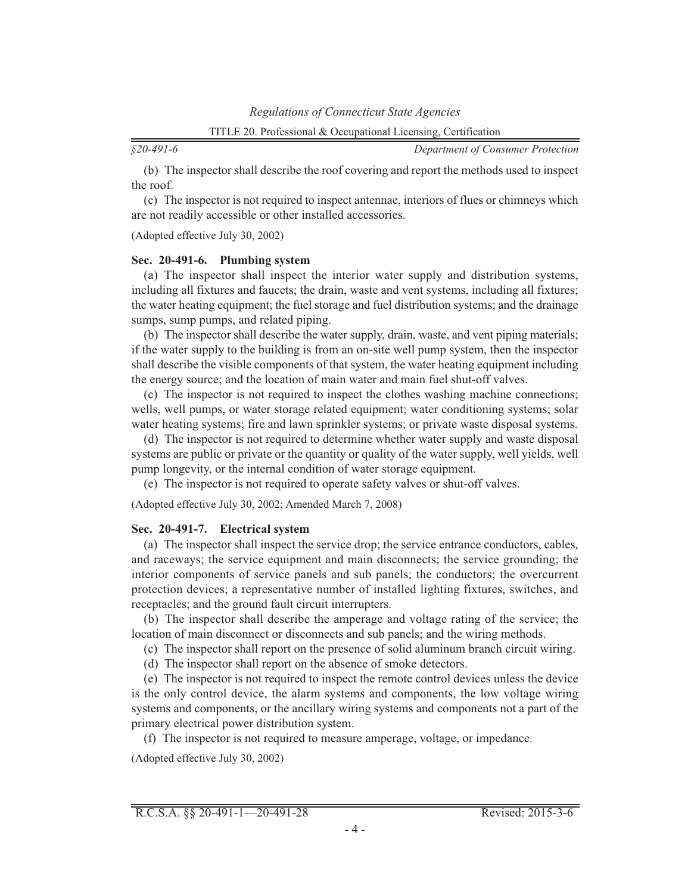(b) The inspector shall describe the roof covering and report the methods used to inspect the roof.

(c) The inspector is not required to inspect antennae, interiors of flues or chimneys which are not readily accessible or other installed accessories.

(Adopted effective July 30, 2002)

**Sec. 20-491-6. Plumbing system**

(a) The inspector shall inspect the interior water supply and distribution systems, including all fixtures and faucets; the drain, waste and vent systems, including all fixtures; the water heating equipment; the fuel storage and fuel distribution systems; and the drainage sumps, sump pumps, and related piping.

(b) The inspector shall describe the water supply, drain, waste, and vent piping materials; if the water supply to the building is from an on-site well pump system, then the inspector shall describe the visible components of that system, the water heating equipment including the energy source; and the location of main water and main fuel shut-off valves.

(c) The inspector is not required to inspect the clothes washing machine connections; wells, well pumps, or water storage related equipment; water conditioning systems; solar water heating systems; fire and lawn sprinkler systems; or private waste disposal systems.

(d) The inspector is not required to determine whether water supply and waste disposal systems are public or private or the quantity or quality of the water supply, well yields, well pump longevity, or the internal condition of water storage equipment.

(e) The inspector is not required to operate safety valves or shut-off valves.

(Adopted effective July 30, 2002; Amended March 7, 2008)

**Sec. 20-491-7. Electrical system**

(a) The inspector shall inspect the service drop; the service entrance conductors, cables, and raceways; the service equipment and main disconnects; the service grounding; the interior components of service panels and sub panels; the conductors; the overcurrent protection devices; a representative number of installed lighting fixtures, switches, and receptacles; and the ground fault circuit interrupters.

(b) The inspector shall describe the amperage and voltage rating of the service; the location of main disconnect or disconnects and sub panels; and the wiring methods.

(c) The inspector shall report on the presence of solid aluminum branch circuit wiring.

(d) The inspector shall report on the absence of smoke detectors.

(e) The inspector is not required to inspect the remote control devices unless the device is the only control device, the alarm systems and components, the low voltage wiring systems and components, or the ancillary wiring systems and components not a part of the primary electrical power distribution system.

(f) The inspector is not required to measure amperage, voltage, or impedance.

(Adopted effective July 30, 2002)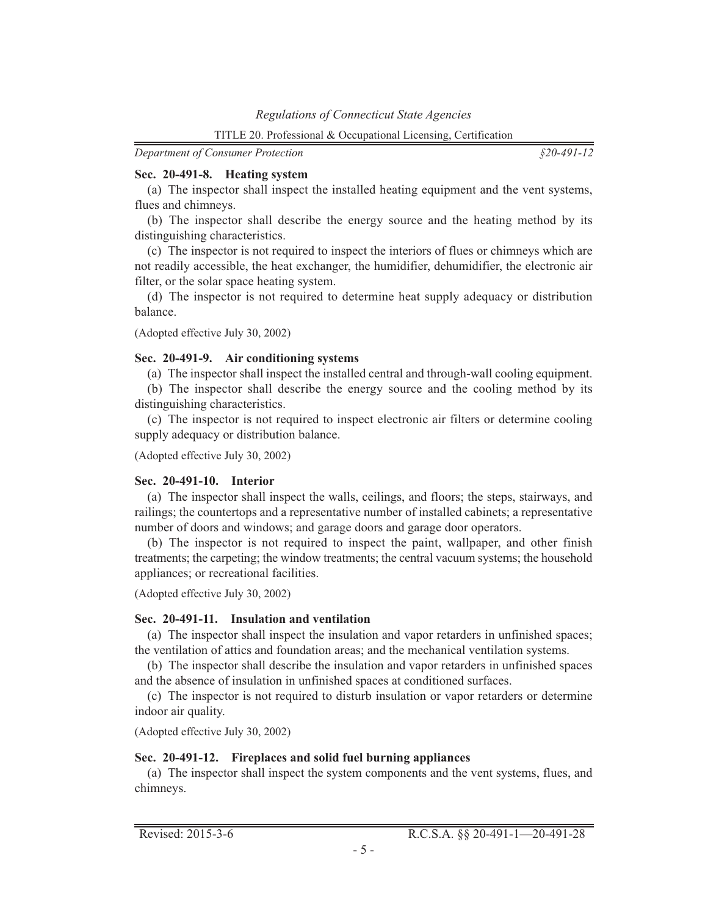### Sec. 20-491-8. Heating system

(a) The inspector shall inspect the installed heating equipment and the vent systems, flues and chimneys.

(b) The inspector shall describe the energy source and the heating method by its distinguishing characteristics.

(c) The inspector is not required to inspect the interiors of flues or chimneys which are not readily accessible, the heat exchanger, the humidifier, dehumidifier, the electronic air filter, or the solar space heating system.

(d) The inspector is not required to determine heat supply adequacy or distribution balance.

(Adopted effective July 30, 2002)

### Sec. 20-491-9. Air conditioning systems

(a) The inspector shall inspect the installed central and through-wall cooling equipment.

(b) The inspector shall describe the energy source and the cooling method by its distinguishing characteristics.

(c) The inspector is not required to inspect electronic air filters or determine cooling supply adequacy or distribution balance.

(Adopted effective July 30, 2002)

### Sec. 20-491-10. Interior

(a) The inspector shall inspect the walls, ceilings, and floors; the steps, stairways, and railings; the countertops and a representative number of installed cabinets; a representative number of doors and windows; and garage doors and garage door operators.

(b) The inspector is not required to inspect the paint, wallpaper, and other finish treatments; the carpeting; the window treatments; the central vacuum systems; the household appliances; or recreational facilities.

(Adopted effective July 30, 2002)

### Sec. 20-491-11. Insulation and ventilation

(a) The inspector shall inspect the insulation and vapor retarders in unfinished spaces; the ventilation of attics and foundation areas; and the mechanical ventilation systems.

(b) The inspector shall describe the insulation and vapor retarders in unfinished spaces and the absence of insulation in unfinished spaces at conditioned surfaces.

(c) The inspector is not required to disturb insulation or vapor retarders or determine indoor air quality.

(Adopted effective July 30, 2002)

### Sec. 20-491-12. Fireplaces and solid fuel burning appliances

(a) The inspector shall inspect the system components and the vent systems, flues, and chimneys.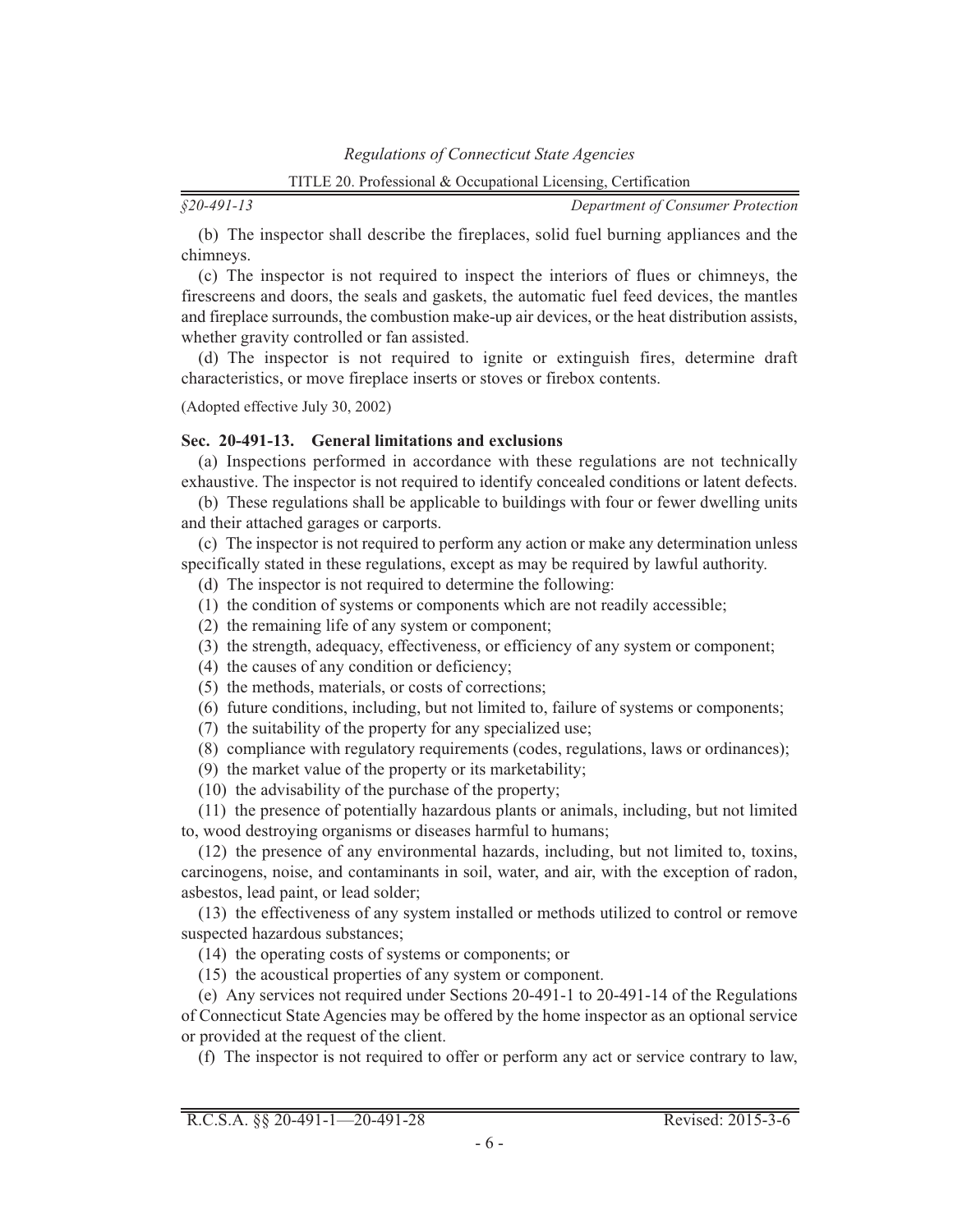(b) The inspector shall describe the fireplaces, solid fuel burning appliances and the chimneys.

(c) The inspector is not required to inspect the interiors of flues or chimneys, the firescreens and doors, the seals and gaskets, the automatic fuel feed devices, the mantles and fireplace surrounds, the combustion make-up air devices, or the heat distribution assists, whether gravity controlled or fan assisted.

(d) The inspector is not required to ignite or extinguish fires, determine draft characteristics, or move fireplace inserts or stoves or firebox contents.

(Adopted effective July 30, 2002)

**Sec. 20-491-13. General limitations and exclusions**

(a) Inspections performed in accordance with these regulations are not technically exhaustive. The inspector is not required to identify concealed conditions or latent defects.

(b) These regulations shall be applicable to buildings with four or fewer dwelling units and their attached garages or carports.

(c) The inspector is not required to perform any action or make any determination unless specifically stated in these regulations, except as may be required by lawful authority.

(d) The inspector is not required to determine the following:

(1) the condition of systems or components which are not readily accessible;

(2) the remaining life of any system or component;

(3) the strength, adequacy, effectiveness, or efficiency of any system or component;

(4) the causes of any condition or deficiency;

(5) the methods, materials, or costs of corrections;

(6) future conditions, including, but not limited to, failure of systems or components;

(7) the suitability of the property for any specialized use;

(8) compliance with regulatory requirements (codes, regulations, laws or ordinances);

(9) the market value of the property or its marketability;

(10) the advisability of the purchase of the property;

(11) the presence of potentially hazardous plants or animals, including, but not limited to, wood destroying organisms or diseases harmful to humans;

(12) the presence of any environmental hazards, including, but not limited to, toxins, carcinogens, noise, and contaminants in soil, water, and air, with the exception of radon, asbestos, lead paint, or lead solder;

(13) the effectiveness of any system installed or methods utilized to control or remove suspected hazardous substances;

(14) the operating costs of systems or components; or

(15) the acoustical properties of any system or component.

(e) Any services not required under Sections 20-491-1 to 20-491-14 of the Regulations of Connecticut State Agencies may be offered by the home inspector as an optional service or provided at the request of the client.

(f) The inspector is not required to offer or perform any act or service contrary to law,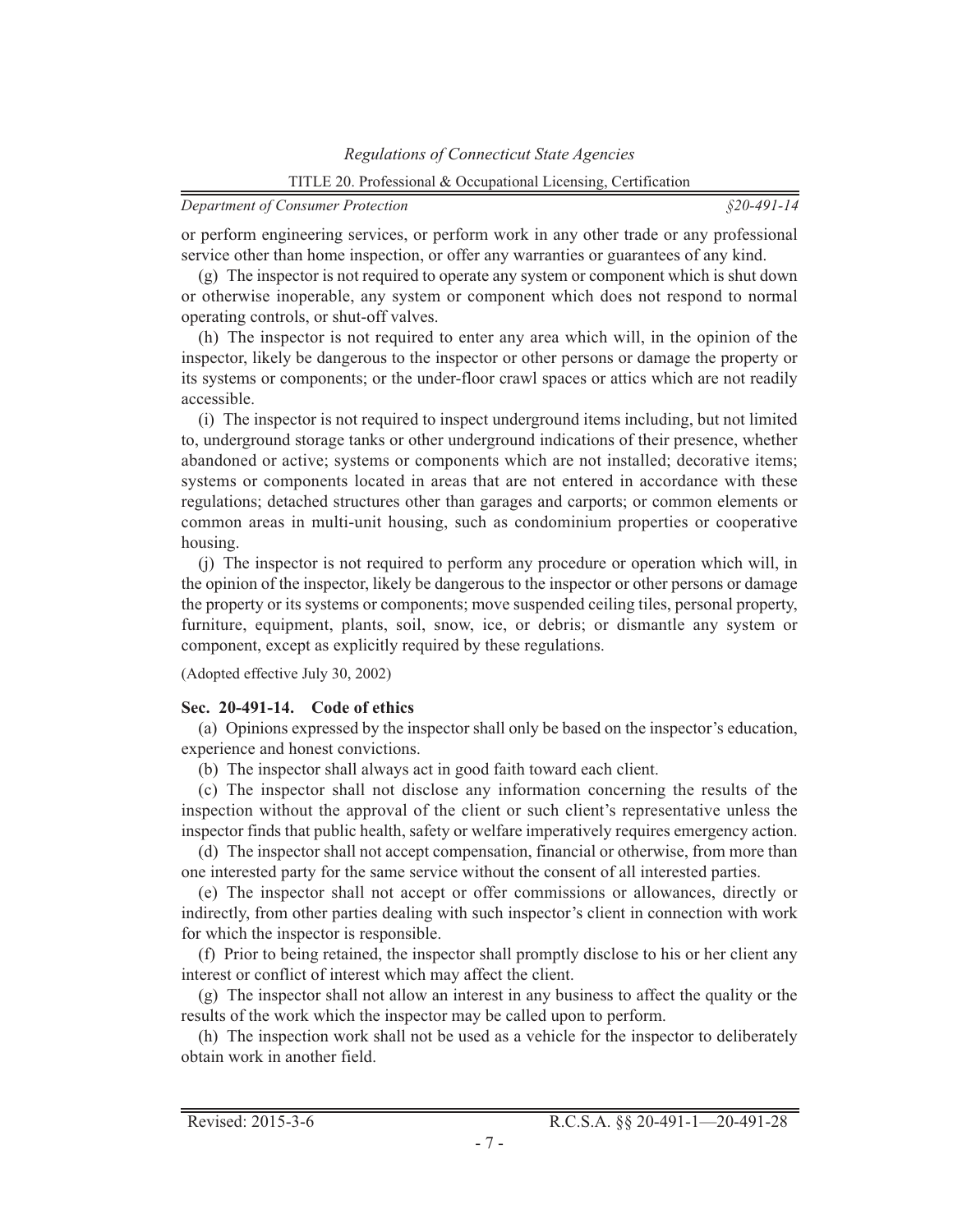or perform engineering services, or perform work in any other trade or any professional service other than home inspection, or offer any warranties or guarantees of any kind.

(g) The inspector is not required to operate any system or component which is shut down or otherwise inoperable, any system or component which does not respond to normal operating controls, or shut-off valves.

(h) The inspector is not required to enter any area which will, in the opinion of the inspector, likely be dangerous to the inspector or other persons or damage the property or its systems or components; or the under-floor crawl spaces or attics which are not readily accessible.

(i) The inspector is not required to inspect underground items including, but not limited to, underground storage tanks or other underground indications of their presence, whether abandoned or active; systems or components which are not installed; decorative items; systems or components located in areas that are not entered in accordance with these regulations; detached structures other than garages and carports; or common elements or common areas in multi-unit housing, such as condominium properties or cooperative housing.

(j) The inspector is not required to perform any procedure or operation which will, in the opinion of the inspector, likely be dangerous to the inspector or other persons or damage the property or its systems or components; move suspended ceiling tiles, personal property, furniture, equipment, plants, soil, snow, ice, or debris; or dismantle any system or component, except as explicitly required by these regulations.

(Adopted effective July 30, 2002)

**Sec. 20-491-14. Code of ethics**

(a) Opinions expressed by the inspector shall only be based on the inspector's education, experience and honest convictions.

(b) The inspector shall always act in good faith toward each client.

(c) The inspector shall not disclose any information concerning the results of the inspection without the approval of the client or such client's representative unless the inspector finds that public health, safety or welfare imperatively requires emergency action.

(d) The inspector shall not accept compensation, financial or otherwise, from more than one interested party for the same service without the consent of all interested parties.

(e) The inspector shall not accept or offer commissions or allowances, directly or indirectly, from other parties dealing with such inspector's client in connection with work for which the inspector is responsible.

(f) Prior to being retained, the inspector shall promptly disclose to his or her client any interest or conflict of interest which may affect the client.

(g) The inspector shall not allow an interest in any business to affect the quality or the results of the work which the inspector may be called upon to perform.

(h) The inspection work shall not be used as a vehicle for the inspector to deliberately obtain work in another field.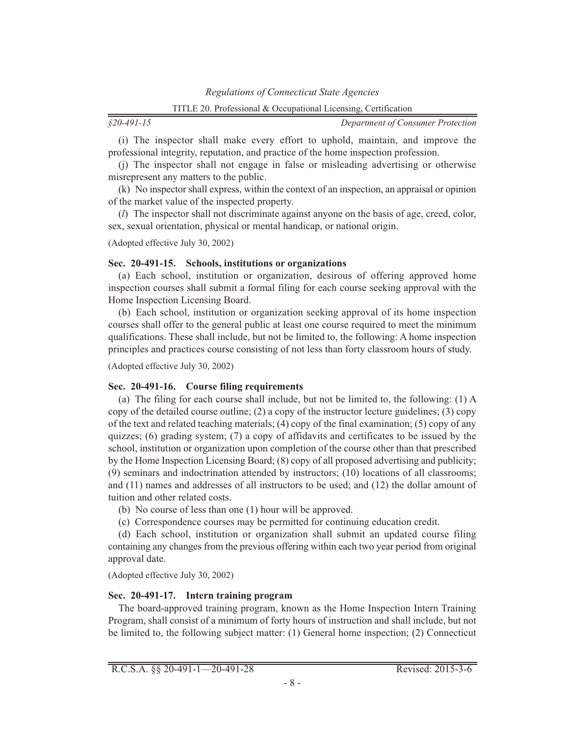(i) The inspector shall make every effort to uphold, maintain, and improve the professional integrity, reputation, and practice of the home inspection profession.

(j) The inspector shall not engage in false or misleading advertising or otherwise misrepresent any matters to the public.

(k) No inspector shall express, within the context of an inspection, an appraisal or opinion of the market value of the inspected property.

(*l*) The inspector shall not discriminate against anyone on the basis of age, creed, color, sex, sexual orientation, physical or mental handicap, or national origin.

(Adopted effective July 30, 2002)

**Sec. 20-491-15. Schools, institutions or organizations**

(a) Each school, institution or organization, desirous of offering approved home inspection courses shall submit a formal filing for each course seeking approval with the Home Inspection Licensing Board.

(b) Each school, institution or organization seeking approval of its home inspection courses shall offer to the general public at least one course required to meet the minimum qualifications. These shall include, but not be limited to, the following: A home inspection principles and practices course consisting of not less than forty classroom hours of study.

(Adopted effective July 30, 2002)

**Sec. 20-491-16. Course filing requirements**

(a) The filing for each course shall include, but not be limited to, the following: (1) A copy of the detailed course outline; (2) a copy of the instructor lecture guidelines; (3) copy of the text and related teaching materials; (4) copy of the final examination; (5) copy of any quizzes; (6) grading system; (7) a copy of affidavits and certificates to be issued by the school, institution or organization upon completion of the course other than that prescribed by the Home Inspection Licensing Board; (8) copy of all proposed advertising and publicity; (9) seminars and indoctrination attended by instructors; (10) locations of all classrooms; and (11) names and addresses of all instructors to be used; and (12) the dollar amount of tuition and other related costs.

(b) No course of less than one (1) hour will be approved.

(c) Correspondence courses may be permitted for continuing education credit.

(d) Each school, institution or organization shall submit an updated course filing containing any changes from the previous offering within each two year period from original approval date.

(Adopted effective July 30, 2002)

**Sec. 20-491-17. Intern training program**

The board-approved training program, known as the Home Inspection Intern Training Program, shall consist of a minimum of forty hours of instruction and shall include, but not be limited to, the following subject matter: (1) General home inspection; (2) Connecticut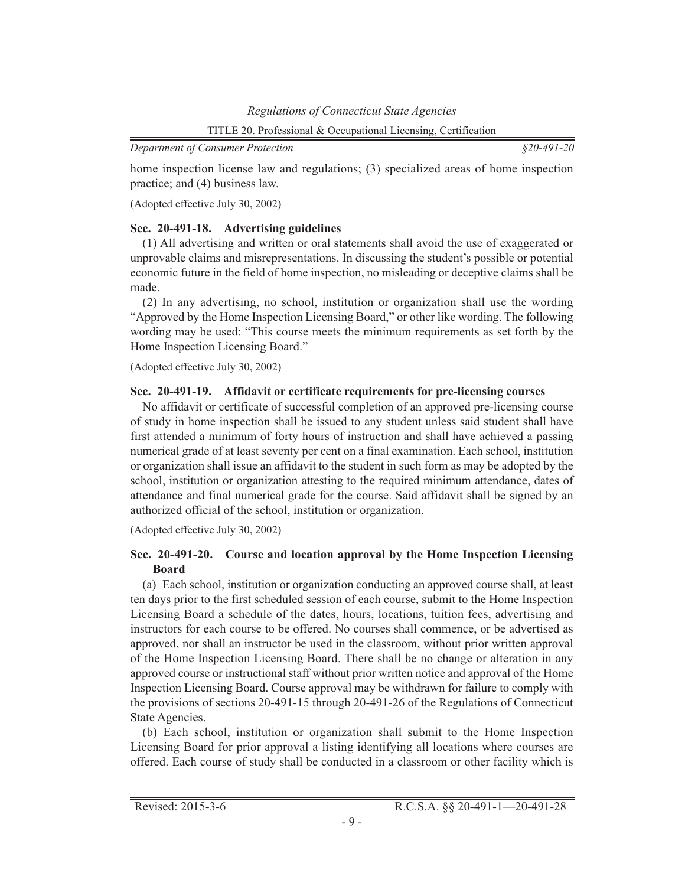home inspection license law and regulations; (3) specialized areas of home inspection practice; and (4) business law.

(Adopted effective July 30, 2002)

**Sec. 20-491-18. Advertising guidelines**

(1) All advertising and written or oral statements shall avoid the use of exaggerated or unprovable claims and misrepresentations. In discussing the student's possible or potential economic future in the field of home inspection, no misleading or deceptive claims shall be made.

(2) In any advertising, no school, institution or organization shall use the wording "Approved by the Home Inspection Licensing Board," or other like wording. The following wording may be used: "This course meets the minimum requirements as set forth by the Home Inspection Licensing Board."

(Adopted effective July 30, 2002)

**Sec. 20-491-19. Affidavit or certificate requirements for pre-licensing courses**

No affidavit or certificate of successful completion of an approved pre-licensing course of study in home inspection shall be issued to any student unless said student shall have first attended a minimum of forty hours of instruction and shall have achieved a passing numerical grade of at least seventy per cent on a final examination. Each school, institution or organization shall issue an affidavit to the student in such form as may be adopted by the school, institution or organization attesting to the required minimum attendance, dates of attendance and final numerical grade for the course. Said affidavit shall be signed by an authorized official of the school, institution or organization.

(Adopted effective July 30, 2002)

**Sec. 20-491-20. Course and location approval by the Home Inspection Licensing Board**

(a) Each school, institution or organization conducting an approved course shall, at least ten days prior to the first scheduled session of each course, submit to the Home Inspection Licensing Board a schedule of the dates, hours, locations, tuition fees, advertising and instructors for each course to be offered. No courses shall commence, or be advertised as approved, nor shall an instructor be used in the classroom, without prior written approval of the Home Inspection Licensing Board. There shall be no change or alteration in any approved course or instructional staff without prior written notice and approval of the Home Inspection Licensing Board. Course approval may be withdrawn for failure to comply with the provisions of sections 20-491-15 through 20-491-26 of the Regulations of Connecticut State Agencies.

(b) Each school, institution or organization shall submit to the Home Inspection Licensing Board for prior approval a listing identifying all locations where courses are offered. Each course of study shall be conducted in a classroom or other facility which is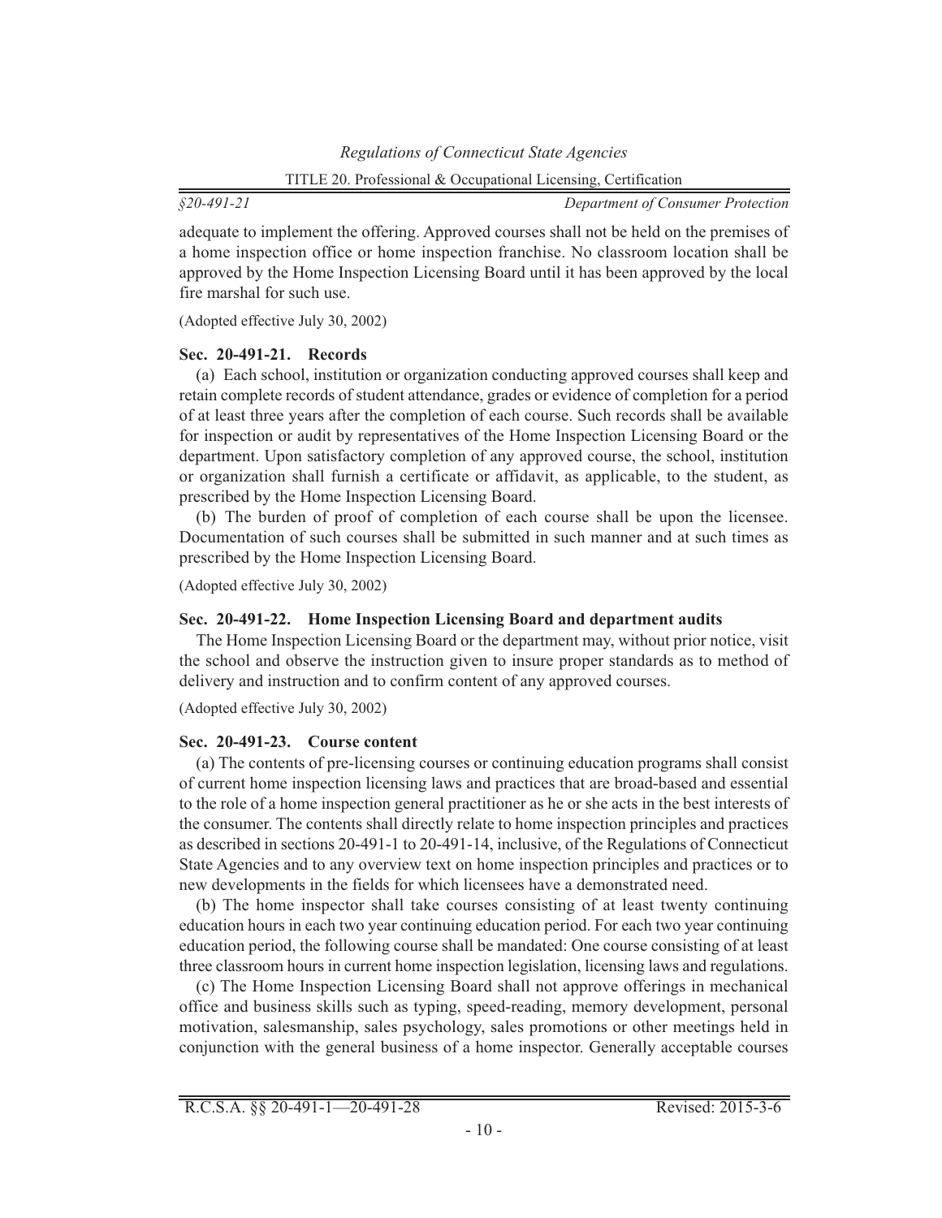adequate to implement the offering. Approved courses shall not be held on the premises of a home inspection office or home inspection franchise. No classroom location shall be approved by the Home Inspection Licensing Board until it has been approved by the local fire marshal for such use.

(Adopted effective July 30, 2002)

**Sec. 20-491-21. Records**

(a) Each school, institution or organization conducting approved courses shall keep and retain complete records of student attendance, grades or evidence of completion for a period of at least three years after the completion of each course. Such records shall be available for inspection or audit by representatives of the Home Inspection Licensing Board or the department. Upon satisfactory completion of any approved course, the school, institution or organization shall furnish a certificate or affidavit, as applicable, to the student, as prescribed by the Home Inspection Licensing Board.

(b) The burden of proof of completion of each course shall be upon the licensee. Documentation of such courses shall be submitted in such manner and at such times as prescribed by the Home Inspection Licensing Board.

(Adopted effective July 30, 2002)

**Sec. 20-491-22. Home Inspection Licensing Board and department audits**

The Home Inspection Licensing Board or the department may, without prior notice, visit the school and observe the instruction given to insure proper standards as to method of delivery and instruction and to confirm content of any approved courses.

(Adopted effective July 30, 2002)

**Sec. 20-491-23. Course content**

(a) The contents of pre-licensing courses or continuing education programs shall consist of current home inspection licensing laws and practices that are broad-based and essential to the role of a home inspection general practitioner as he or she acts in the best interests of the consumer. The contents shall directly relate to home inspection principles and practices as described in sections 20-491-1 to 20-491-14, inclusive, of the Regulations of Connecticut State Agencies and to any overview text on home inspection principles and practices or to new developments in the fields for which licensees have a demonstrated need.

(b) The home inspector shall take courses consisting of at least twenty continuing education hours in each two year continuing education period. For each two year continuing education period, the following course shall be mandated: One course consisting of at least three classroom hours in current home inspection legislation, licensing laws and regulations.

(c) The Home Inspection Licensing Board shall not approve offerings in mechanical office and business skills such as typing, speed-reading, memory development, personal motivation, salesmanship, sales psychology, sales promotions or other meetings held in conjunction with the general business of a home inspector. Generally acceptable courses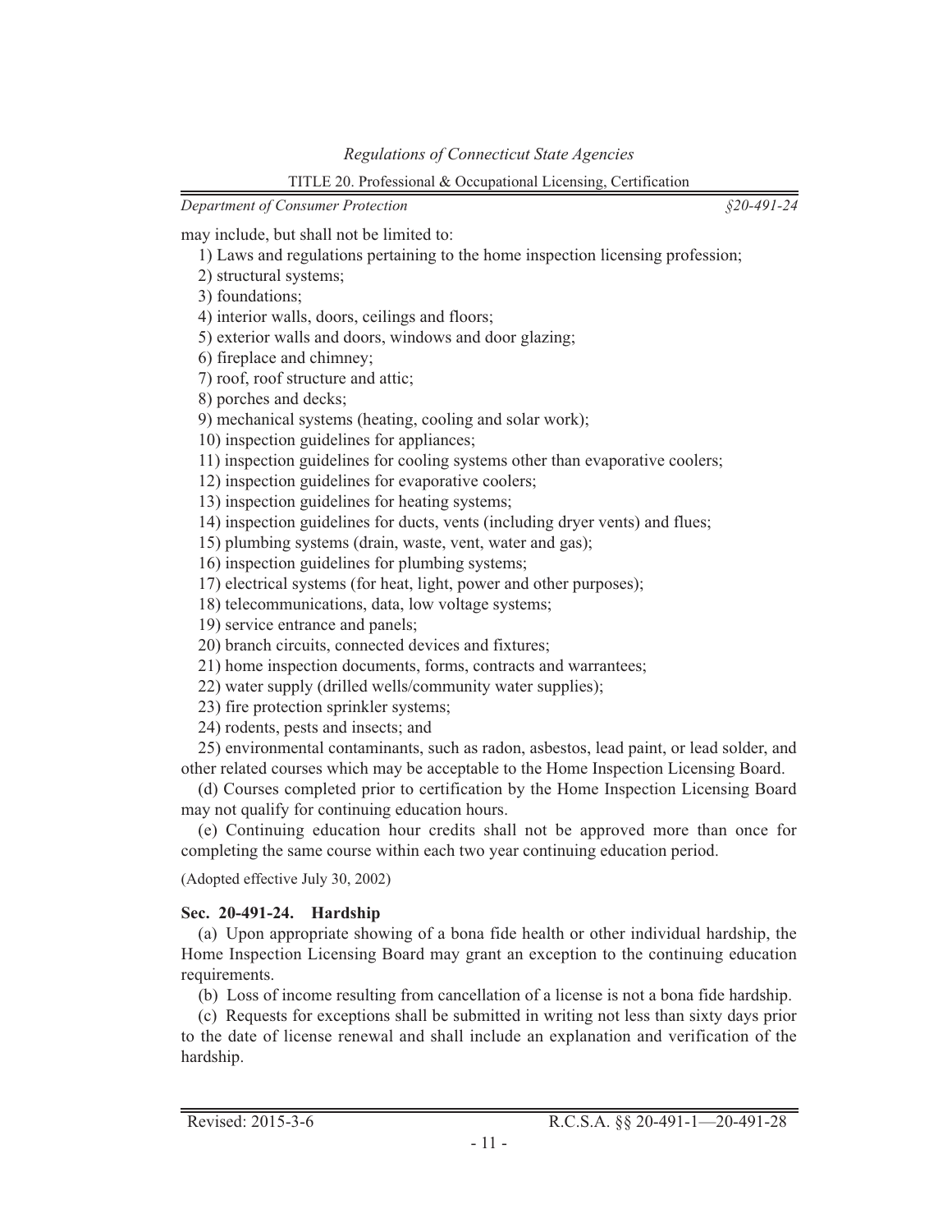may include, but shall not be limited to:

1) Laws and regulations pertaining to the home inspection licensing profession;
2) structural systems;
3) foundations;
4) interior walls, doors, ceilings and floors;
5) exterior walls and doors, windows and door glazing;
6) fireplace and chimney;
7) roof, roof structure and attic;
8) porches and decks;
9) mechanical systems (heating, cooling and solar work);
10) inspection guidelines for appliances;
11) inspection guidelines for cooling systems other than evaporative coolers;
12) inspection guidelines for evaporative coolers;
13) inspection guidelines for heating systems;
14) inspection guidelines for ducts, vents (including dryer vents) and flues;
15) plumbing systems (drain, waste, vent, water and gas);
16) inspection guidelines for plumbing systems;
17) electrical systems (for heat, light, power and other purposes);
18) telecommunications, data, low voltage systems;
19) service entrance and panels;
20) branch circuits, connected devices and fixtures;
21) home inspection documents, forms, contracts and warrantees;
22) water supply (drilled wells/community water supplies);
23) fire protection sprinkler systems;
24) rodents, pests and insects; and
25) environmental contaminants, such as radon, asbestos, lead paint, or lead solder, and other related courses which may be acceptable to the Home Inspection Licensing Board.

(d) Courses completed prior to certification by the Home Inspection Licensing Board may not qualify for continuing education hours.

(e) Continuing education hour credits shall not be approved more than once for completing the same course within each two year continuing education period.

(Adopted effective July 30, 2002)

**Sec. 20-491-24. Hardship**

(a) Upon appropriate showing of a bona fide health or other individual hardship, the Home Inspection Licensing Board may grant an exception to the continuing education requirements.

(b) Loss of income resulting from cancellation of a license is not a bona fide hardship.

(c) Requests for exceptions shall be submitted in writing not less than sixty days prior to the date of license renewal and shall include an explanation and verification of the hardship.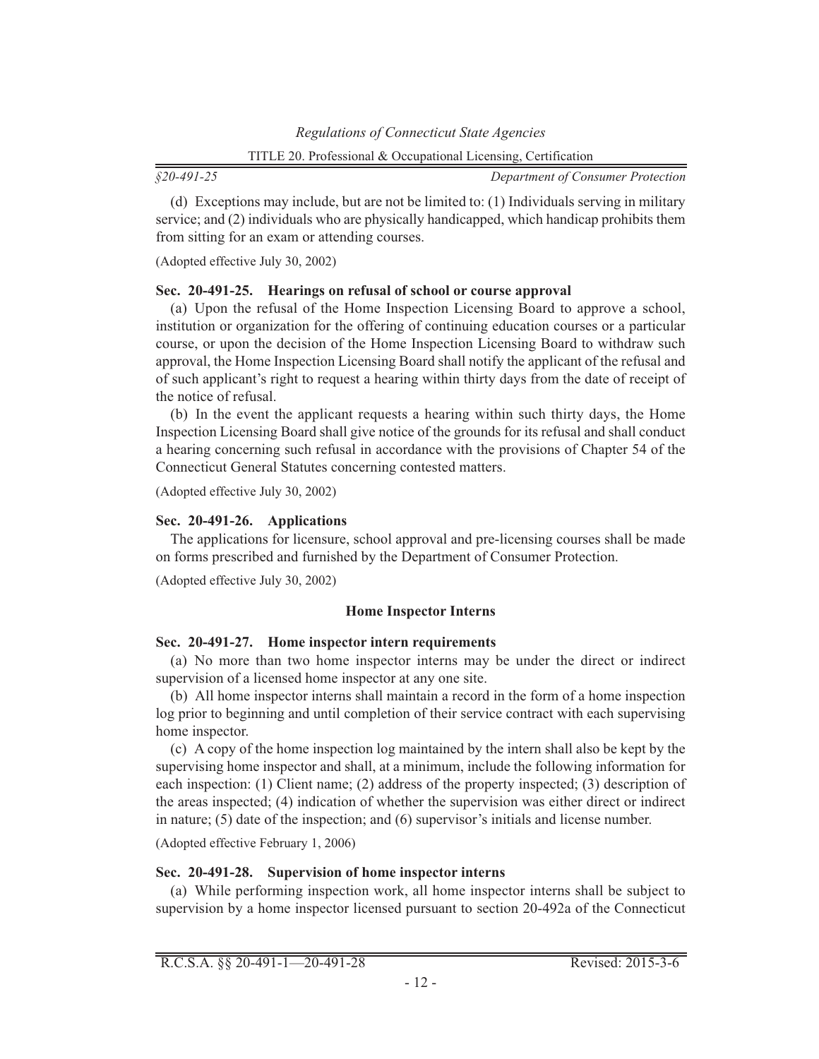(d) Exceptions may include, but are not be limited to: (1) Individuals serving in military service; and (2) individuals who are physically handicapped, which handicap prohibits them from sitting for an exam or attending courses.

(Adopted effective July 30, 2002)

**Sec. 20-491-25. Hearings on refusal of school or course approval**

(a) Upon the refusal of the Home Inspection Licensing Board to approve a school, institution or organization for the offering of continuing education courses or a particular course, or upon the decision of the Home Inspection Licensing Board to withdraw such approval, the Home Inspection Licensing Board shall notify the applicant of the refusal and of such applicant's right to request a hearing within thirty days from the date of receipt of the notice of refusal.

(b) In the event the applicant requests a hearing within such thirty days, the Home Inspection Licensing Board shall give notice of the grounds for its refusal and shall conduct a hearing concerning such refusal in accordance with the provisions of Chapter 54 of the Connecticut General Statutes concerning contested matters.

(Adopted effective July 30, 2002)

**Sec. 20-491-26. Applications**

The applications for licensure, school approval and pre-licensing courses shall be made on forms prescribed and furnished by the Department of Consumer Protection.

(Adopted effective July 30, 2002)

## Home Inspector Interns

**Sec. 20-491-27. Home inspector intern requirements**

(a) No more than two home inspector interns may be under the direct or indirect supervision of a licensed home inspector at any one site.

(b) All home inspector interns shall maintain a record in the form of a home inspection log prior to beginning and until completion of their service contract with each supervising home inspector.

(c) A copy of the home inspection log maintained by the intern shall also be kept by the supervising home inspector and shall, at a minimum, include the following information for each inspection: (1) Client name; (2) address of the property inspected; (3) description of the areas inspected; (4) indication of whether the supervision was either direct or indirect in nature; (5) date of the inspection; and (6) supervisor's initials and license number.

(Adopted effective February 1, 2006)

**Sec. 20-491-28. Supervision of home inspector interns**

(a) While performing inspection work, all home inspector interns shall be subject to supervision by a home inspector licensed pursuant to section 20-492a of the Connecticut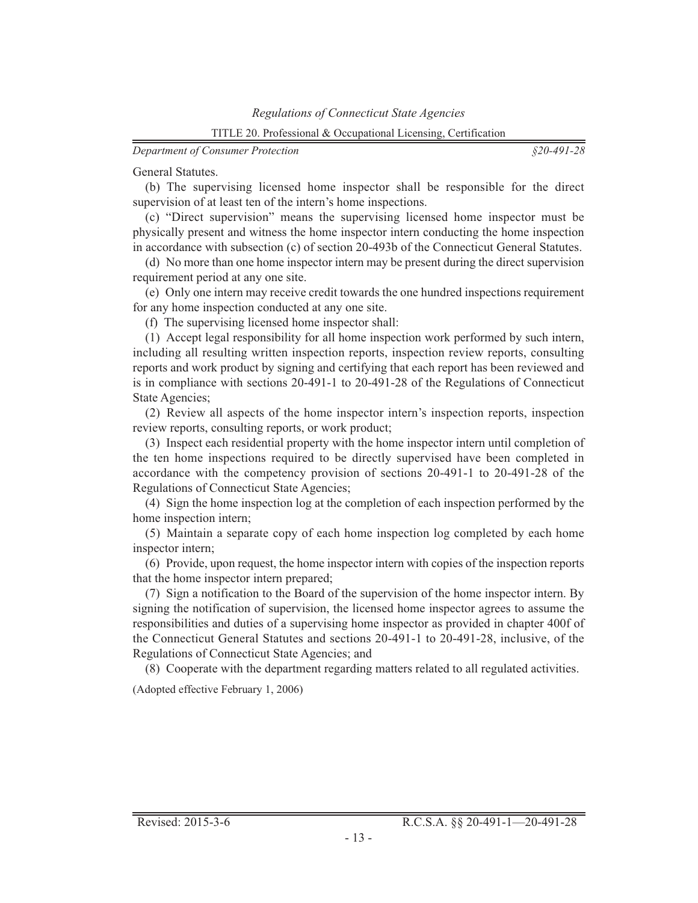General Statutes.

(b) The supervising licensed home inspector shall be responsible for the direct supervision of at least ten of the intern's home inspections.

(c) "Direct supervision" means the supervising licensed home inspector must be physically present and witness the home inspector intern conducting the home inspection in accordance with subsection (c) of section 20-493b of the Connecticut General Statutes.

(d) No more than one home inspector intern may be present during the direct supervision requirement period at any one site.

(e) Only one intern may receive credit towards the one hundred inspections requirement for any home inspection conducted at any one site.

(f) The supervising licensed home inspector shall:

(1) Accept legal responsibility for all home inspection work performed by such intern, including all resulting written inspection reports, inspection review reports, consulting reports and work product by signing and certifying that each report has been reviewed and is in compliance with sections 20-491-1 to 20-491-28 of the Regulations of Connecticut State Agencies;

(2) Review all aspects of the home inspector intern's inspection reports, inspection review reports, consulting reports, or work product;

(3) Inspect each residential property with the home inspector intern until completion of the ten home inspections required to be directly supervised have been completed in accordance with the competency provision of sections 20-491-1 to 20-491-28 of the Regulations of Connecticut State Agencies;

(4) Sign the home inspection log at the completion of each inspection performed by the home inspection intern;

(5) Maintain a separate copy of each home inspection log completed by each home inspector intern;

(6) Provide, upon request, the home inspector intern with copies of the inspection reports that the home inspector intern prepared;

(7) Sign a notification to the Board of the supervision of the home inspector intern. By signing the notification of supervision, the licensed home inspector agrees to assume the responsibilities and duties of a supervising home inspector as provided in chapter 400f of the Connecticut General Statutes and sections 20-491-1 to 20-491-28, inclusive, of the Regulations of Connecticut State Agencies; and

(8) Cooperate with the department regarding matters related to all regulated activities.

(Adopted effective February 1, 2006)